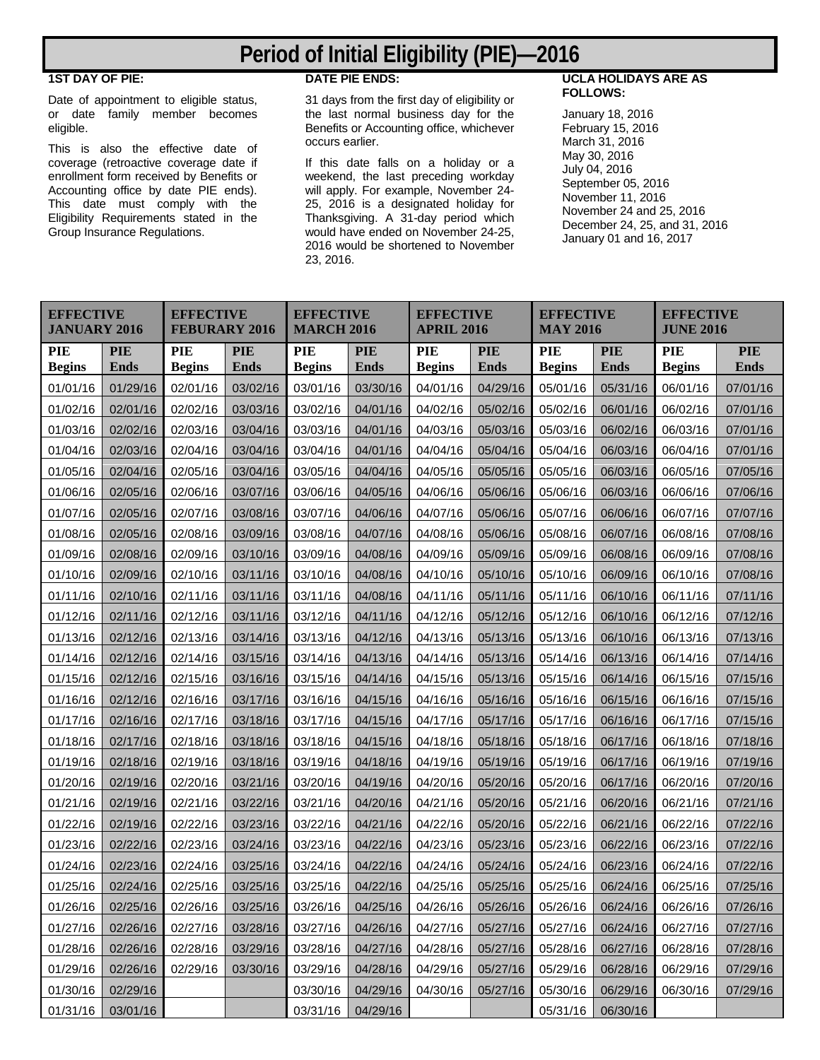# Period of Initial Eligibility (PIE)—2016

**1ST DAY OF PIE:**

Date of appointment to eligible status, or date family member becomes eligible.

This is also the effective date of coverage (retroactive coverage date if enrollment form received by Benefits or Accounting office by date PIE ends). This date must comply with the Eligibility Requirements stated in the Group Insurance Regulations.

**DATE PIE ENDS:**

31 days from the first day of eligibility or the last normal business day for the Benefits or Accounting office, whichever occurs earlier.

If this date falls on a holiday or a weekend, the last preceding workday will apply. For example, November 24-25, 2016 is a designated holiday for Thanksgiving. A 31-day period which would have ended on November 24-25, 2016 would be shortened to November 23, 2016.

**UCLA HOLIDAYS ARE AS FOLLOWS:**

January 18, 2016
February 15, 2016
March 31, 2016
May 30, 2016
July 04, 2016
September 05, 2016
November 11, 2016
November 24 and 25, 2016
December 24, 25, and 31, 2016
January 01 and 16, 2017

| EFFECTIVE JANUARY 2016 | | EFFECTIVE FEBURARY 2016 | | EFFECTIVE MARCH 2016 | | EFFECTIVE APRIL 2016 | | EFFECTIVE MAY 2016 | | EFFECTIVE JUNE 2016 | |
|---|---|---|---|---|---|---|---|---|---|---|---|
| PIE Begins | PIE Ends | PIE Begins | PIE Ends | PIE Begins | PIE Ends | PIE Begins | PIE Ends | PIE Begins | PIE Ends | PIE Begins | PIE Ends |
| 01/01/16 | 01/29/16 | 02/01/16 | 03/02/16 | 03/01/16 | 03/30/16 | 04/01/16 | 04/29/16 | 05/01/16 | 05/31/16 | 06/01/16 | 07/01/16 |
| 01/02/16 | 02/01/16 | 02/02/16 | 03/03/16 | 03/02/16 | 04/01/16 | 04/02/16 | 05/02/16 | 05/02/16 | 06/01/16 | 06/02/16 | 07/01/16 |
| 01/03/16 | 02/02/16 | 02/03/16 | 03/04/16 | 03/03/16 | 04/01/16 | 04/03/16 | 05/03/16 | 05/03/16 | 06/02/16 | 06/03/16 | 07/01/16 |
| 01/04/16 | 02/03/16 | 02/04/16 | 03/04/16 | 03/04/16 | 04/01/16 | 04/04/16 | 05/04/16 | 05/04/16 | 06/03/16 | 06/04/16 | 07/01/16 |
| 01/05/16 | 02/04/16 | 02/05/16 | 03/04/16 | 03/05/16 | 04/04/16 | 04/05/16 | 05/05/16 | 05/05/16 | 06/03/16 | 06/05/16 | 07/05/16 |
| 01/06/16 | 02/05/16 | 02/06/16 | 03/07/16 | 03/06/16 | 04/05/16 | 04/06/16 | 05/06/16 | 05/06/16 | 06/03/16 | 06/06/16 | 07/06/16 |
| 01/07/16 | 02/05/16 | 02/07/16 | 03/08/16 | 03/07/16 | 04/06/16 | 04/07/16 | 05/06/16 | 05/07/16 | 06/06/16 | 06/07/16 | 07/07/16 |
| 01/08/16 | 02/05/16 | 02/08/16 | 03/09/16 | 03/08/16 | 04/07/16 | 04/08/16 | 05/06/16 | 05/08/16 | 06/07/16 | 06/08/16 | 07/08/16 |
| 01/09/16 | 02/08/16 | 02/09/16 | 03/10/16 | 03/09/16 | 04/08/16 | 04/09/16 | 05/09/16 | 05/09/16 | 06/08/16 | 06/09/16 | 07/08/16 |
| 01/10/16 | 02/09/16 | 02/10/16 | 03/11/16 | 03/10/16 | 04/08/16 | 04/10/16 | 05/10/16 | 05/10/16 | 06/09/16 | 06/10/16 | 07/08/16 |
| 01/11/16 | 02/10/16 | 02/11/16 | 03/11/16 | 03/11/16 | 04/08/16 | 04/11/16 | 05/11/16 | 05/11/16 | 06/10/16 | 06/11/16 | 07/11/16 |
| 01/12/16 | 02/11/16 | 02/12/16 | 03/11/16 | 03/12/16 | 04/11/16 | 04/12/16 | 05/12/16 | 05/12/16 | 06/10/16 | 06/12/16 | 07/12/16 |
| 01/13/16 | 02/12/16 | 02/13/16 | 03/14/16 | 03/13/16 | 04/12/16 | 04/13/16 | 05/13/16 | 05/13/16 | 06/10/16 | 06/13/16 | 07/13/16 |
| 01/14/16 | 02/12/16 | 02/14/16 | 03/15/16 | 03/14/16 | 04/13/16 | 04/14/16 | 05/13/16 | 05/14/16 | 06/13/16 | 06/14/16 | 07/14/16 |
| 01/15/16 | 02/12/16 | 02/15/16 | 03/16/16 | 03/15/16 | 04/14/16 | 04/15/16 | 05/13/16 | 05/15/16 | 06/14/16 | 06/15/16 | 07/15/16 |
| 01/16/16 | 02/12/16 | 02/16/16 | 03/17/16 | 03/16/16 | 04/15/16 | 04/16/16 | 05/16/16 | 05/16/16 | 06/15/16 | 06/16/16 | 07/15/16 |
| 01/17/16 | 02/16/16 | 02/17/16 | 03/18/16 | 03/17/16 | 04/15/16 | 04/17/16 | 05/17/16 | 05/17/16 | 06/16/16 | 06/17/16 | 07/15/16 |
| 01/18/16 | 02/17/16 | 02/18/16 | 03/18/16 | 03/18/16 | 04/15/16 | 04/18/16 | 05/18/16 | 05/18/16 | 06/17/16 | 06/18/16 | 07/18/16 |
| 01/19/16 | 02/18/16 | 02/19/16 | 03/18/16 | 03/19/16 | 04/18/16 | 04/19/16 | 05/19/16 | 05/19/16 | 06/17/16 | 06/19/16 | 07/19/16 |
| 01/20/16 | 02/19/16 | 02/20/16 | 03/21/16 | 03/20/16 | 04/19/16 | 04/20/16 | 05/20/16 | 05/20/16 | 06/17/16 | 06/20/16 | 07/20/16 |
| 01/21/16 | 02/19/16 | 02/21/16 | 03/22/16 | 03/21/16 | 04/20/16 | 04/21/16 | 05/20/16 | 05/21/16 | 06/20/16 | 06/21/16 | 07/21/16 |
| 01/22/16 | 02/19/16 | 02/22/16 | 03/23/16 | 03/22/16 | 04/21/16 | 04/22/16 | 05/20/16 | 05/22/16 | 06/21/16 | 06/22/16 | 07/22/16 |
| 01/23/16 | 02/22/16 | 02/23/16 | 03/24/16 | 03/23/16 | 04/22/16 | 04/23/16 | 05/23/16 | 05/23/16 | 06/22/16 | 06/23/16 | 07/22/16 |
| 01/24/16 | 02/23/16 | 02/24/16 | 03/25/16 | 03/24/16 | 04/22/16 | 04/24/16 | 05/24/16 | 05/24/16 | 06/23/16 | 06/24/16 | 07/22/16 |
| 01/25/16 | 02/24/16 | 02/25/16 | 03/25/16 | 03/25/16 | 04/22/16 | 04/25/16 | 05/25/16 | 05/25/16 | 06/24/16 | 06/25/16 | 07/25/16 |
| 01/26/16 | 02/25/16 | 02/26/16 | 03/25/16 | 03/26/16 | 04/25/16 | 04/26/16 | 05/26/16 | 05/26/16 | 06/24/16 | 06/26/16 | 07/26/16 |
| 01/27/16 | 02/26/16 | 02/27/16 | 03/28/16 | 03/27/16 | 04/26/16 | 04/27/16 | 05/27/16 | 05/27/16 | 06/24/16 | 06/27/16 | 07/27/16 |
| 01/28/16 | 02/26/16 | 02/28/16 | 03/29/16 | 03/28/16 | 04/27/16 | 04/28/16 | 05/27/16 | 05/28/16 | 06/27/16 | 06/28/16 | 07/28/16 |
| 01/29/16 | 02/26/16 | 02/29/16 | 03/30/16 | 03/29/16 | 04/28/16 | 04/29/16 | 05/27/16 | 05/29/16 | 06/28/16 | 06/29/16 | 07/29/16 |
| 01/30/16 | 02/29/16 | | | 03/30/16 | 04/29/16 | 04/30/16 | 05/27/16 | 05/30/16 | 06/29/16 | 06/30/16 | 07/29/16 |
| 01/31/16 | 03/01/16 | | | 03/31/16 | 04/29/16 | | | 05/31/16 | 06/30/16 | | |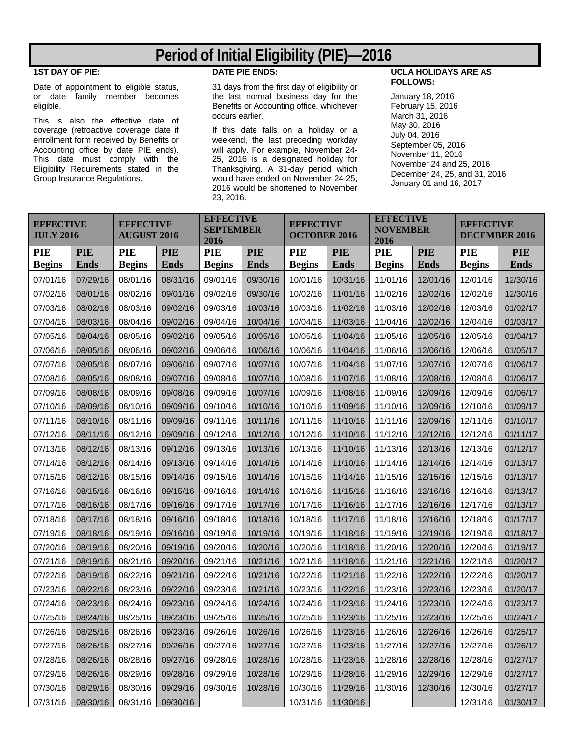# Period of Initial Eligibility (PIE)—2016

**1ST DAY OF PIE:**

Date of appointment to eligible status, or date family member becomes eligible.

This is also the effective date of coverage (retroactive coverage date if enrollment form received by Benefits or Accounting office by date PIE ends). This date must comply with the Eligibility Requirements stated in the Group Insurance Regulations.

**DATE PIE ENDS:**

31 days from the first day of eligibility or the last normal business day for the Benefits or Accounting office, whichever occurs earlier.

If this date falls on a holiday or a weekend, the last preceding workday will apply. For example, November 24-25, 2016 is a designated holiday for Thanksgiving. A 31-day period which would have ended on November 24-25, 2016 would be shortened to November 23, 2016.

**UCLA HOLIDAYS ARE AS FOLLOWS:**

January 18, 2016
February 15, 2016
March 31, 2016
May 30, 2016
July 04, 2016
September 05, 2016
November 11, 2016
November 24 and 25, 2016
December 24, 25, and 31, 2016
January 01 and 16, 2017

| EFFECTIVE JULY 2016 | | EFFECTIVE AUGUST 2016 | | EFFECTIVE SEPTEMBER 2016 | | EFFECTIVE OCTOBER 2016 | | EFFECTIVE NOVEMBER 2016 | | EFFECTIVE DECEMBER 2016 | |
|---|---|---|---|---|---|---|---|---|---|---|---|
| PIE Begins | PIE Ends | PIE Begins | PIE Ends | PIE Begins | PIE Ends | PIE Begins | PIE Ends | PIE Begins | PIE Ends | PIE Begins | PIE Ends |
| 07/01/16 | 07/29/16 | 08/01/16 | 08/31/16 | 09/01/16 | 09/30/16 | 10/01/16 | 10/31/16 | 11/01/16 | 12/01/16 | 12/01/16 | 12/30/16 |
| 07/02/16 | 08/01/16 | 08/02/16 | 09/01/16 | 09/02/16 | 09/30/16 | 10/02/16 | 11/01/16 | 11/02/16 | 12/02/16 | 12/02/16 | 12/30/16 |
| 07/03/16 | 08/02/16 | 08/03/16 | 09/02/16 | 09/03/16 | 10/03/16 | 10/03/16 | 11/02/16 | 11/03/16 | 12/02/16 | 12/03/16 | 01/02/17 |
| 07/04/16 | 08/03/16 | 08/04/16 | 09/02/16 | 09/04/16 | 10/04/16 | 10/04/16 | 11/03/16 | 11/04/16 | 12/02/16 | 12/04/16 | 01/03/17 |
| 07/05/16 | 08/04/16 | 08/05/16 | 09/02/16 | 09/05/16 | 10/05/16 | 10/05/16 | 11/04/16 | 11/05/16 | 12/05/16 | 12/05/16 | 01/04/17 |
| 07/06/16 | 08/05/16 | 08/06/16 | 09/02/16 | 09/06/16 | 10/06/16 | 10/06/16 | 11/04/16 | 11/06/16 | 12/06/16 | 12/06/16 | 01/05/17 |
| 07/07/16 | 08/05/16 | 08/07/16 | 09/06/16 | 09/07/16 | 10/07/16 | 10/07/16 | 11/04/16 | 11/07/16 | 12/07/16 | 12/07/16 | 01/06/17 |
| 07/08/16 | 08/05/16 | 08/08/16 | 09/07/16 | 09/08/16 | 10/07/16 | 10/08/16 | 11/07/16 | 11/08/16 | 12/08/16 | 12/08/16 | 01/06/17 |
| 07/09/16 | 08/08/16 | 08/09/16 | 09/08/16 | 09/09/16 | 10/07/16 | 10/09/16 | 11/08/16 | 11/09/16 | 12/09/16 | 12/09/16 | 01/06/17 |
| 07/10/16 | 08/09/16 | 08/10/16 | 09/09/16 | 09/10/16 | 10/10/16 | 10/10/16 | 11/09/16 | 11/10/16 | 12/09/16 | 12/10/16 | 01/09/17 |
| 07/11/16 | 08/10/16 | 08/11/16 | 09/09/16 | 09/11/16 | 10/11/16 | 10/11/16 | 11/10/16 | 11/11/16 | 12/09/16 | 12/11/16 | 01/10/17 |
| 07/12/16 | 08/11/16 | 08/12/16 | 09/09/16 | 09/12/16 | 10/12/16 | 10/12/16 | 11/10/16 | 11/12/16 | 12/12/16 | 12/12/16 | 01/11/17 |
| 07/13/16 | 08/12/16 | 08/13/16 | 09/12/16 | 09/13/16 | 10/13/16 | 10/13/16 | 11/10/16 | 11/13/16 | 12/13/16 | 12/13/16 | 01/12/17 |
| 07/14/16 | 08/12/16 | 08/14/16 | 09/13/16 | 09/14/16 | 10/14/16 | 10/14/16 | 11/10/16 | 11/14/16 | 12/14/16 | 12/14/16 | 01/13/17 |
| 07/15/16 | 08/12/16 | 08/15/16 | 09/14/16 | 09/15/16 | 10/14/16 | 10/15/16 | 11/14/16 | 11/15/16 | 12/15/16 | 12/15/16 | 01/13/17 |
| 07/16/16 | 08/15/16 | 08/16/16 | 09/15/16 | 09/16/16 | 10/14/16 | 10/16/16 | 11/15/16 | 11/16/16 | 12/16/16 | 12/16/16 | 01/13/17 |
| 07/17/16 | 08/16/16 | 08/17/16 | 09/16/16 | 09/17/16 | 10/17/16 | 10/17/16 | 11/16/16 | 11/17/16 | 12/16/16 | 12/17/16 | 01/13/17 |
| 07/18/16 | 08/17/16 | 08/18/16 | 09/16/16 | 09/18/16 | 10/18/16 | 10/18/16 | 11/17/16 | 11/18/16 | 12/16/16 | 12/18/16 | 01/17/17 |
| 07/19/16 | 08/18/16 | 08/19/16 | 09/16/16 | 09/19/16 | 10/19/16 | 10/19/16 | 11/18/16 | 11/19/16 | 12/19/16 | 12/19/16 | 01/18/17 |
| 07/20/16 | 08/19/16 | 08/20/16 | 09/19/16 | 09/20/16 | 10/20/16 | 10/20/16 | 11/18/16 | 11/20/16 | 12/20/16 | 12/20/16 | 01/19/17 |
| 07/21/16 | 08/19/16 | 08/21/16 | 09/20/16 | 09/21/16 | 10/21/16 | 10/21/16 | 11/18/16 | 11/21/16 | 12/21/16 | 12/21/16 | 01/20/17 |
| 07/22/16 | 08/19/16 | 08/22/16 | 09/21/16 | 09/22/16 | 10/21/16 | 10/22/16 | 11/21/16 | 11/22/16 | 12/22/16 | 12/22/16 | 01/20/17 |
| 07/23/16 | 08/22/16 | 08/23/16 | 09/22/16 | 09/23/16 | 10/21/16 | 10/23/16 | 11/22/16 | 11/23/16 | 12/23/16 | 12/23/16 | 01/20/17 |
| 07/24/16 | 08/23/16 | 08/24/16 | 09/23/16 | 09/24/16 | 10/24/16 | 10/24/16 | 11/23/16 | 11/24/16 | 12/23/16 | 12/24/16 | 01/23/17 |
| 07/25/16 | 08/24/16 | 08/25/16 | 09/23/16 | 09/25/16 | 10/25/16 | 10/25/16 | 11/23/16 | 11/25/16 | 12/23/16 | 12/25/16 | 01/24/17 |
| 07/26/16 | 08/25/16 | 08/26/16 | 09/23/16 | 09/26/16 | 10/26/16 | 10/26/16 | 11/23/16 | 11/26/16 | 12/26/16 | 12/26/16 | 01/25/17 |
| 07/27/16 | 08/26/16 | 08/27/16 | 09/26/16 | 09/27/16 | 10/27/16 | 10/27/16 | 11/23/16 | 11/27/16 | 12/27/16 | 12/27/16 | 01/26/17 |
| 07/28/16 | 08/26/16 | 08/28/16 | 09/27/16 | 09/28/16 | 10/28/16 | 10/28/16 | 11/23/16 | 11/28/16 | 12/28/16 | 12/28/16 | 01/27/17 |
| 07/29/16 | 08/26/16 | 08/29/16 | 09/28/16 | 09/29/16 | 10/28/16 | 10/29/16 | 11/28/16 | 11/29/16 | 12/29/16 | 12/29/16 | 01/27/17 |
| 07/30/16 | 08/29/16 | 08/30/16 | 09/29/16 | 09/30/16 | 10/28/16 | 10/30/16 | 11/29/16 | 11/30/16 | 12/30/16 | 12/30/16 | 01/27/17 |
| 07/31/16 | 08/30/16 | 08/31/16 | 09/30/16 | | | 10/31/16 | 11/30/16 | | | 12/31/16 | 01/30/17 |